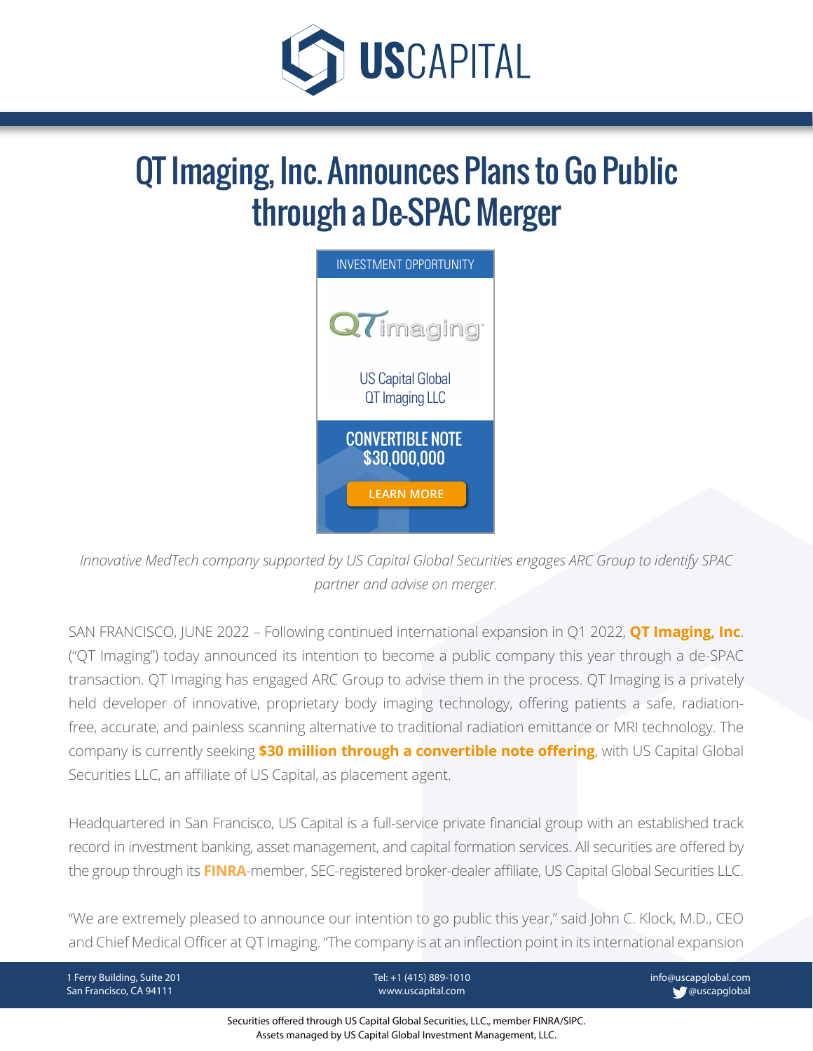# QT Imaging, Inc. Announces Plans to Go Public through a De-SPAC Merger

INVESTMENT OPPORTUNITY

QTimaging

US Capital Global QT Imaging LLC

CONVERTIBLE NOTE $30,000,000

LEARN MORE

*Innovative MedTech company supported by US Capital Global Securities engages ARC Group to identify SPAC partner and advise on merger.*

SAN FRANCISCO, JUNE 2022 – Following continued international expansion in Q1 2022, **QT Imaging, Inc**. ("QT Imaging") today announced its intention to become a public company this year through a de-SPAC transaction. QT Imaging has engaged ARC Group to advise them in the process. QT Imaging is a privately held developer of innovative, proprietary body imaging technology, offering patients a safe, radiation-free, accurate, and painless scanning alternative to traditional radiation emittance or MRI technology. The company is currently seeking **$30 million through a convertible note offering**, with US Capital Global Securities LLC, an affiliate of US Capital, as placement agent.

Headquartered in San Francisco, US Capital is a full-service private financial group with an established track record in investment banking, asset management, and capital formation services. All securities are offered by the group through its **FINRA**-member, SEC-registered broker-dealer affiliate, US Capital Global Securities LLC.

"We are extremely pleased to announce our intention to go public this year," said John C. Klock, M.D., CEO and Chief Medical Officer at QT Imaging. "The company is at an inflection point in its international expansion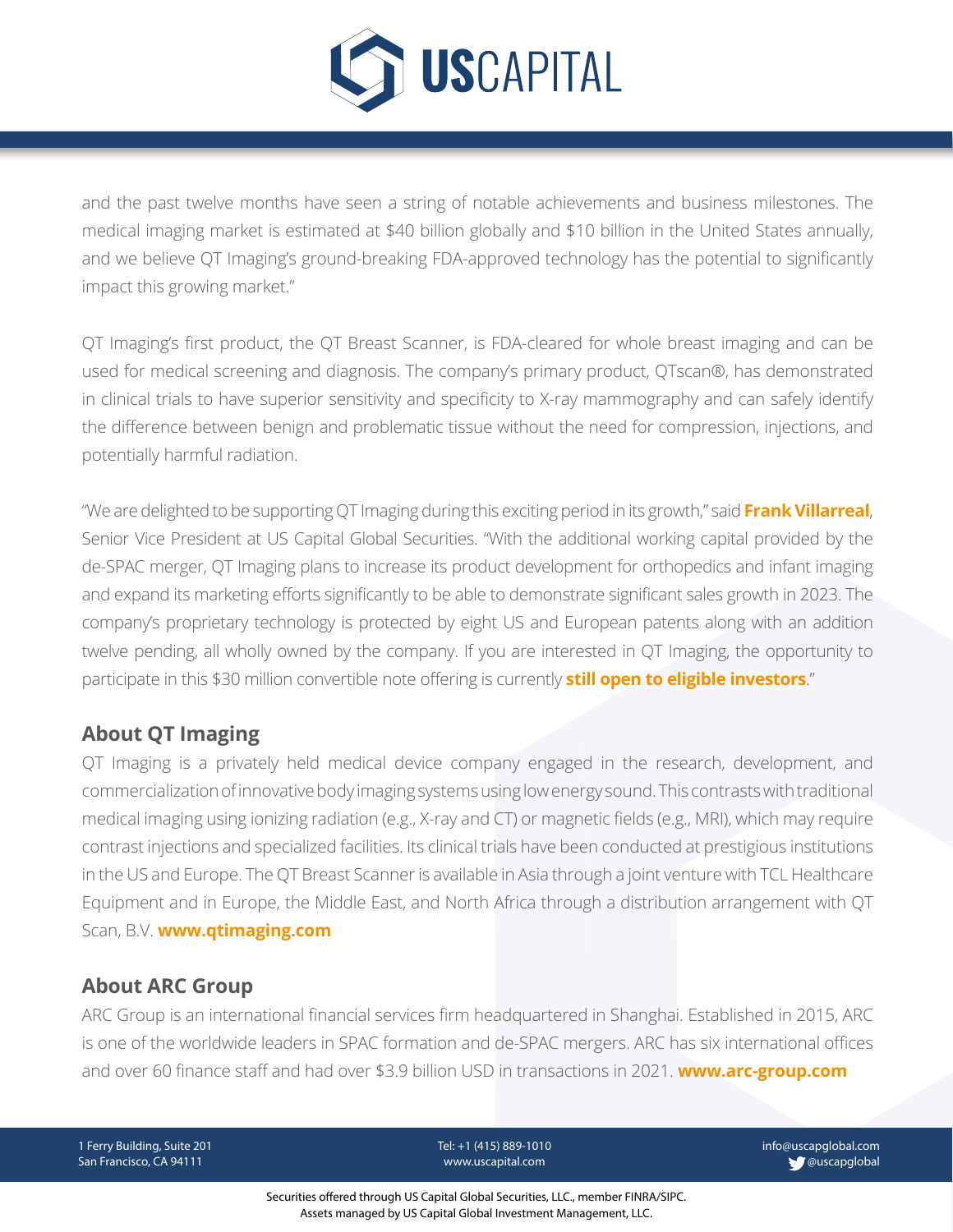and the past twelve months have seen a string of notable achievements and business milestones. The medical imaging market is estimated at $40 billion globally and $10 billion in the United States annually, and we believe QT Imaging's ground-breaking FDA-approved technology has the potential to significantly impact this growing market."

QT Imaging's first product, the QT Breast Scanner, is FDA-cleared for whole breast imaging and can be used for medical screening and diagnosis. The company's primary product, QTscan®, has demonstrated in clinical trials to have superior sensitivity and specificity to X-ray mammography and can safely identify the difference between benign and problematic tissue without the need for compression, injections, and potentially harmful radiation.

"We are delighted to be supporting QT Imaging during this exciting period in its growth," said **Frank Villarreal**, Senior Vice President at US Capital Global Securities. "With the additional working capital provided by the de-SPAC merger, QT Imaging plans to increase its product development for orthopedics and infant imaging and expand its marketing efforts significantly to be able to demonstrate significant sales growth in 2023. The company's proprietary technology is protected by eight US and European patents along with an addition twelve pending, all wholly owned by the company. If you are interested in QT Imaging, the opportunity to participate in this $30 million convertible note offering is currently **still open to eligible investors**."

## About QT Imaging

QT Imaging is a privately held medical device company engaged in the research, development, and commercialization of innovative body imaging systems using low energy sound. This contrasts with traditional medical imaging using ionizing radiation (e.g., X-ray and CT) or magnetic fields (e.g., MRI), which may require contrast injections and specialized facilities. Its clinical trials have been conducted at prestigious institutions in the US and Europe. The QT Breast Scanner is available in Asia through a joint venture with TCL Healthcare Equipment and in Europe, the Middle East, and North Africa through a distribution arrangement with QT Scan, B.V. **www.qtimaging.com**

## About ARC Group

ARC Group is an international financial services firm headquartered in Shanghai. Established in 2015, ARC is one of the worldwide leaders in SPAC formation and de-SPAC mergers. ARC has six international offices and over 60 finance staff and had over $3.9 billion USD in transactions in 2021. **www.arc-group.com**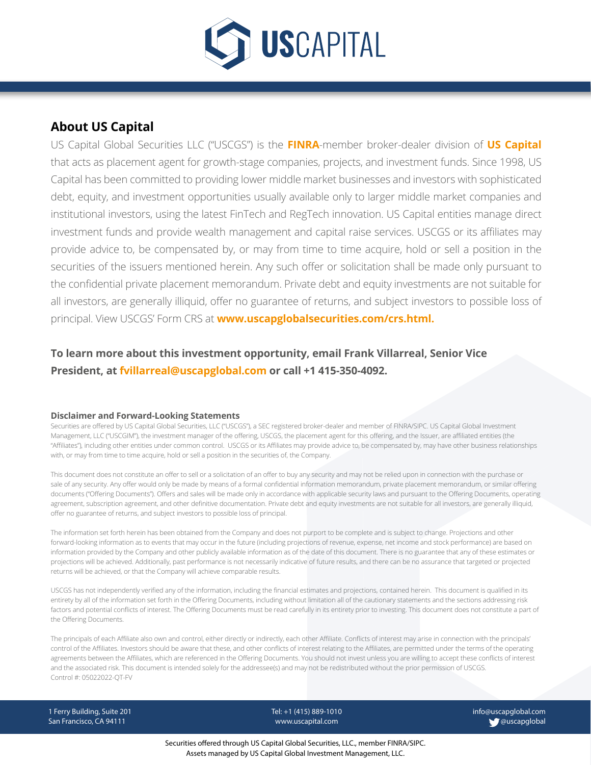USCAPITAL

## About US Capital

US Capital Global Securities LLC ("USCGS") is the **FINRA**-member broker-dealer division of **US Capital** that acts as placement agent for growth-stage companies, projects, and investment funds. Since 1998, US Capital has been committed to providing lower middle market businesses and investors with sophisticated debt, equity, and investment opportunities usually available only to larger middle market companies and institutional investors, using the latest FinTech and RegTech innovation. US Capital entities manage direct investment funds and provide wealth management and capital raise services. USCGS or its affiliates may provide advice to, be compensated by, or may from time to time acquire, hold or sell a position in the securities of the issuers mentioned herein. Any such offer or solicitation shall be made only pursuant to the confidential private placement memorandum. Private debt and equity investments are not suitable for all investors, are generally illiquid, offer no guarantee of returns, and subject investors to possible loss of principal. View USCGS' Form CRS at **www.uscapglobalsecurities.com/crs.html.**

**To learn more about this investment opportunity, email Frank Villarreal, Senior Vice President, at fvillarreal@uscapglobal.com or call +1 415-350-4092.**

### Disclaimer and Forward-Looking Statements

Securities are offered by US Capital Global Securities, LLC ("USCGS"), a SEC registered broker-dealer and member of FINRA/SIPC. US Capital Global Investment Management, LLC ("USCGIM"), the investment manager of the offering, USCGS, the placement agent for this offering, and the Issuer, are affiliated entities (the "Affiliates"), including other entities under common control. USCGS or its Affiliates may provide advice to, be compensated by, may have other business relationships with, or may from time to time acquire, hold or sell a position in the securities of, the Company.

This document does not constitute an offer to sell or a solicitation of an offer to buy any security and may not be relied upon in connection with the purchase or sale of any security. Any offer would only be made by means of a formal confidential information memorandum, private placement memorandum, or similar offering documents ("Offering Documents"). Offers and sales will be made only in accordance with applicable security laws and pursuant to the Offering Documents, operating agreement, subscription agreement, and other definitive documentation. Private debt and equity investments are not suitable for all investors, are generally illiquid, offer no guarantee of returns, and subject investors to possible loss of principal.

The information set forth herein has been obtained from the Company and does not purport to be complete and is subject to change. Projections and other forward-looking information as to events that may occur in the future (including projections of revenue, expense, net income and stock performance) are based on information provided by the Company and other publicly available information as of the date of this document. There is no guarantee that any of these estimates or projections will be achieved. Additionally, past performance is not necessarily indicative of future results, and there can be no assurance that targeted or projected returns will be achieved, or that the Company will achieve comparable results.

USCGS has not independently verified any of the information, including the financial estimates and projections, contained herein. This document is qualified in its entirety by all of the information set forth in the Offering Documents, including without limitation all of the cautionary statements and the sections addressing risk factors and potential conflicts of interest. The Offering Documents must be read carefully in its entirety prior to investing. This document does not constitute a part of the Offering Documents.

The principals of each Affiliate also own and control, either directly or indirectly, each other Affiliate. Conflicts of interest may arise in connection with the principals' control of the Affiliates. Investors should be aware that these, and other conflicts of interest relating to the Affiliates, are permitted under the terms of the operating agreements between the Affiliates, which are referenced in the Offering Documents. You should not invest unless you are willing to accept these conflicts of interest and the associated risk. This document is intended solely for the addressee(s) and may not be redistributed without the prior permission of USCGS.
Control #: 05022022-QT-FV

1 Ferry Building, Suite 201
San Francisco, CA 94111

Tel: +1 (415) 889-1010
www.uscapital.com

info@uscapglobal.com
@uscapglobal

Securities offered through US Capital Global Securities, LLC., member FINRA/SIPC.
Assets managed by US Capital Global Investment Management, LLC.